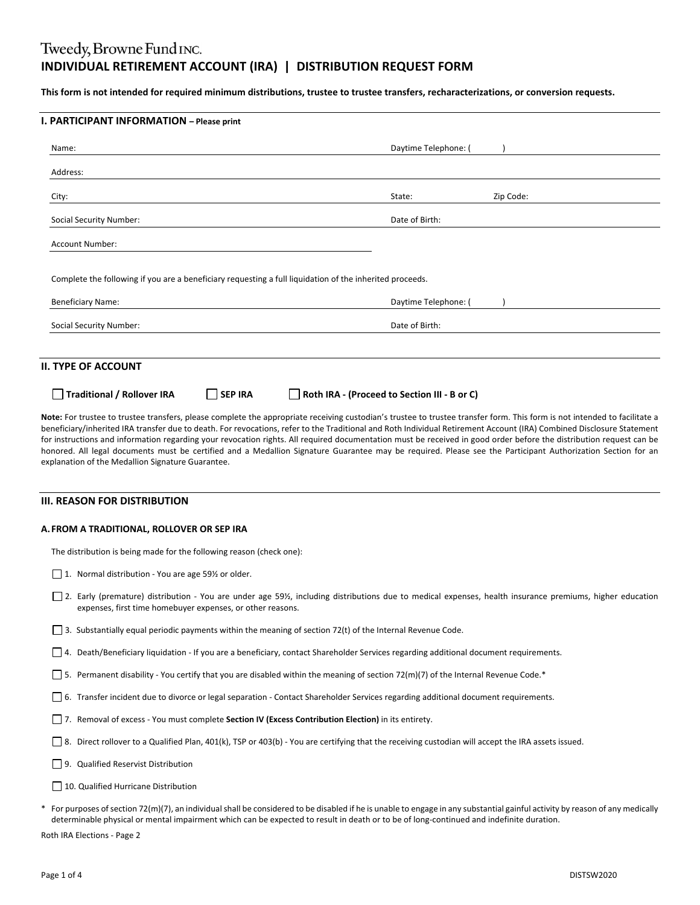Tweedy, Browne Fund INC.

# INDIVIDUAL RETIREMENT ACCOUNT (IRA) | DISTRIBUTION REQUEST FORM

**This form is not intended for required minimum distributions, trustee to trustee transfers, recharacterizations, or conversion requests.**

## I. PARTICIPANT INFORMATION – Please print

Name: ______________________ Daytime Telephone: ( )

Address: ______________________

City: ______________________ State: __________ Zip Code: __________

Social Security Number: ______________________ Date of Birth: __________

Account Number: ______________________

Complete the following if you are a beneficiary requesting a full liquidation of the inherited proceeds.

Beneficiary Name: ______________________ Daytime Telephone: ( )

Social Security Number: ______________________ Date of Birth: __________

## II. TYPE OF ACCOUNT

☐ **Traditional / Rollover IRA** ☐ **SEP IRA** ☐ **Roth IRA - (Proceed to Section III - B or C)**

**Note:** For trustee to trustee transfers, please complete the appropriate receiving custodian's trustee to trustee transfer form. This form is not intended to facilitate a beneficiary/inherited IRA transfer due to death. For revocations, refer to the Traditional and Roth Individual Retirement Account (IRA) Combined Disclosure Statement for instructions and information regarding your revocation rights. All required documentation must be received in good order before the distribution request can be honored. All legal documents must be certified and a Medallion Signature Guarantee may be required. Please see the Participant Authorization Section for an explanation of the Medallion Signature Guarantee.

## III. REASON FOR DISTRIBUTION

### A. FROM A TRADITIONAL, ROLLOVER OR SEP IRA

The distribution is being made for the following reason (check one):

☐ 1. Normal distribution - You are age 59½ or older.

☐ 2. Early (premature) distribution - You are under age 59½, including distributions due to medical expenses, health insurance premiums, higher education expenses, first time homebuyer expenses, or other reasons.

☐ 3. Substantially equal periodic payments within the meaning of section 72(t) of the Internal Revenue Code.

☐ 4. Death/Beneficiary liquidation - If you are a beneficiary, contact Shareholder Services regarding additional document requirements.

☐ 5. Permanent disability - You certify that you are disabled within the meaning of section 72(m)(7) of the Internal Revenue Code.*

☐ 6. Transfer incident due to divorce or legal separation - Contact Shareholder Services regarding additional document requirements.

☐ 7. Removal of excess - You must complete **Section IV (Excess Contribution Election)** in its entirety.

☐ 8. Direct rollover to a Qualified Plan, 401(k), TSP or 403(b) - You are certifying that the receiving custodian will accept the IRA assets issued.

☐ 9. Qualified Reservist Distribution

☐ 10. Qualified Hurricane Distribution

\* For purposes of section 72(m)(7), an individual shall be considered to be disabled if he is unable to engage in any substantial gainful activity by reason of any medically determinable physical or mental impairment which can be expected to result in death or to be of long-continued and indefinite duration.

Roth IRA Elections - Page 2

DISTSW2020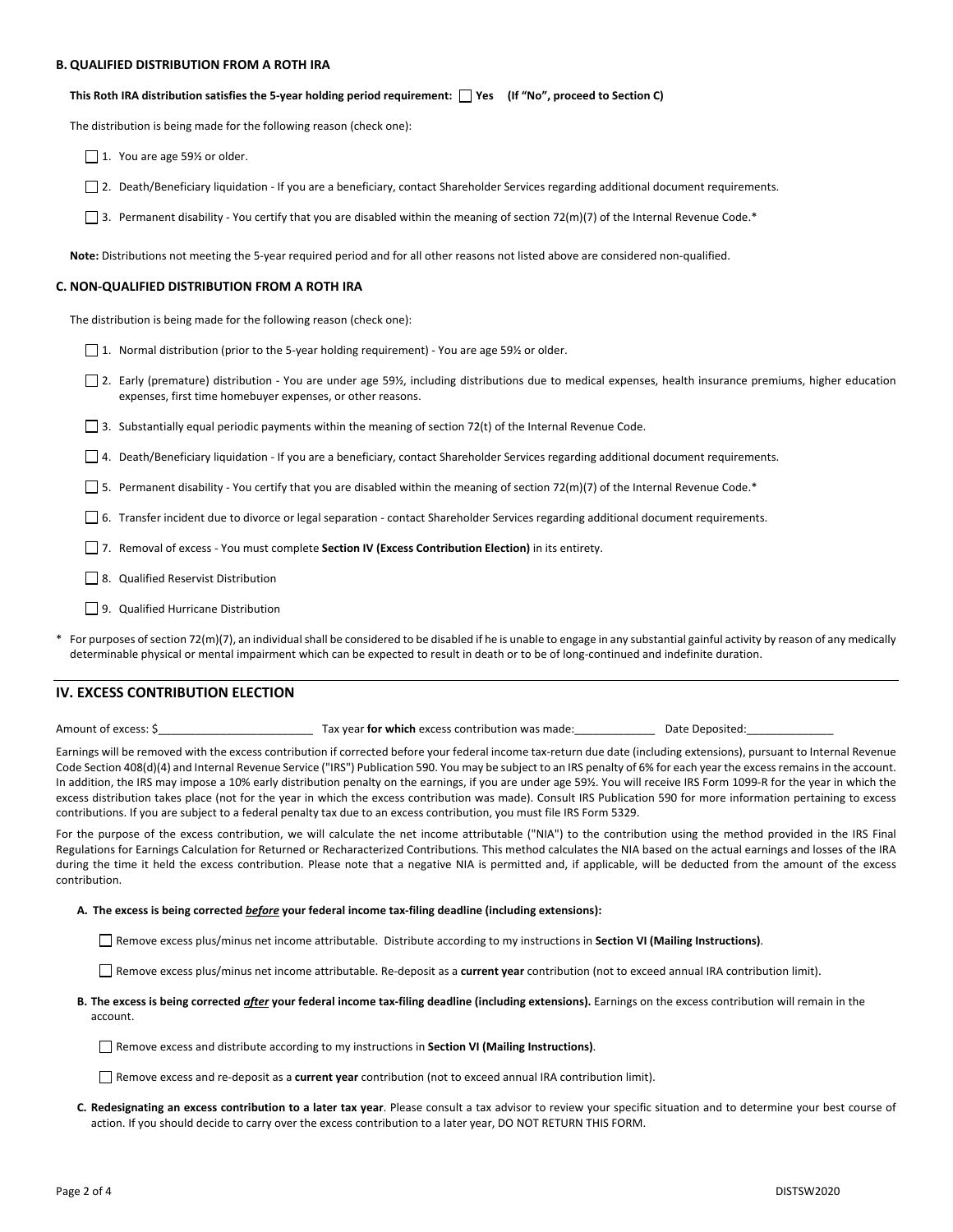### B. QUALIFIED DISTRIBUTION FROM A ROTH IRA

**This Roth IRA distribution satisfies the 5-year holding period requirement: ☐ Yes (If "No", proceed to Section C)**

The distribution is being made for the following reason (check one):

☐ 1. You are age 59½ or older.

☐ 2. Death/Beneficiary liquidation - If you are a beneficiary, contact Shareholder Services regarding additional document requirements.

☐ 3. Permanent disability - You certify that you are disabled within the meaning of section 72(m)(7) of the Internal Revenue Code.*

**Note:** Distributions not meeting the 5-year required period and for all other reasons not listed above are considered non-qualified.

### C. NON-QUALIFIED DISTRIBUTION FROM A ROTH IRA

The distribution is being made for the following reason (check one):

☐ 1. Normal distribution (prior to the 5-year holding requirement) - You are age 59½ or older.

☐ 2. Early (premature) distribution - You are under age 59½, including distributions due to medical expenses, health insurance premiums, higher education expenses, first time homebuyer expenses, or other reasons.

☐ 3. Substantially equal periodic payments within the meaning of section 72(t) of the Internal Revenue Code.

☐ 4. Death/Beneficiary liquidation - If you are a beneficiary, contact Shareholder Services regarding additional document requirements.

☐ 5. Permanent disability - You certify that you are disabled within the meaning of section 72(m)(7) of the Internal Revenue Code.*

☐ 6. Transfer incident due to divorce or legal separation - contact Shareholder Services regarding additional document requirements.

☐ 7. Removal of excess - You must complete **Section IV (Excess Contribution Election)** in its entirety.

☐ 8. Qualified Reservist Distribution

☐ 9. Qualified Hurricane Distribution

\* For purposes of section 72(m)(7), an individual shall be considered to be disabled if he is unable to engage in any substantial gainful activity by reason of any medically determinable physical or mental impairment which can be expected to result in death or to be of long-continued and indefinite duration.

## IV. EXCESS CONTRIBUTION ELECTION

Amount of excess: $_________________________ Tax year **for which** excess contribution was made:_____________ Date Deposited:______________

Earnings will be removed with the excess contribution if corrected before your federal income tax-return due date (including extensions), pursuant to Internal Revenue Code Section 408(d)(4) and Internal Revenue Service ("IRS") Publication 590. You may be subject to an IRS penalty of 6% for each year the excess remains in the account. In addition, the IRS may impose a 10% early distribution penalty on the earnings, if you are under age 59½. You will receive IRS Form 1099-R for the year in which the excess distribution takes place (not for the year in which the excess contribution was made). Consult IRS Publication 590 for more information pertaining to excess contributions. If you are subject to a federal penalty tax due to an excess contribution, you must file IRS Form 5329.

For the purpose of the excess contribution, we will calculate the net income attributable ("NIA") to the contribution using the method provided in the IRS Final Regulations for Earnings Calculation for Returned or Recharacterized Contributions. This method calculates the NIA based on the actual earnings and losses of the IRA during the time it held the excess contribution. Please note that a negative NIA is permitted and, if applicable, will be deducted from the amount of the excess contribution.

**A. The excess is being corrected _before_ your federal income tax-filing deadline (including extensions):**

☐ Remove excess plus/minus net income attributable. Distribute according to my instructions in **Section VI (Mailing Instructions)**.

☐ Remove excess plus/minus net income attributable. Re-deposit as a **current year** contribution (not to exceed annual IRA contribution limit).

**B. The excess is being corrected _after_ your federal income tax-filing deadline (including extensions).** Earnings on the excess contribution will remain in the account.

☐ Remove excess and distribute according to my instructions in **Section VI (Mailing Instructions)**.

☐ Remove excess and re-deposit as a **current year** contribution (not to exceed annual IRA contribution limit).

**C. Redesignating an excess contribution to a later tax year**. Please consult a tax advisor to review your specific situation and to determine your best course of action. If you should decide to carry over the excess contribution to a later year, DO NOT RETURN THIS FORM.

DISTSW2020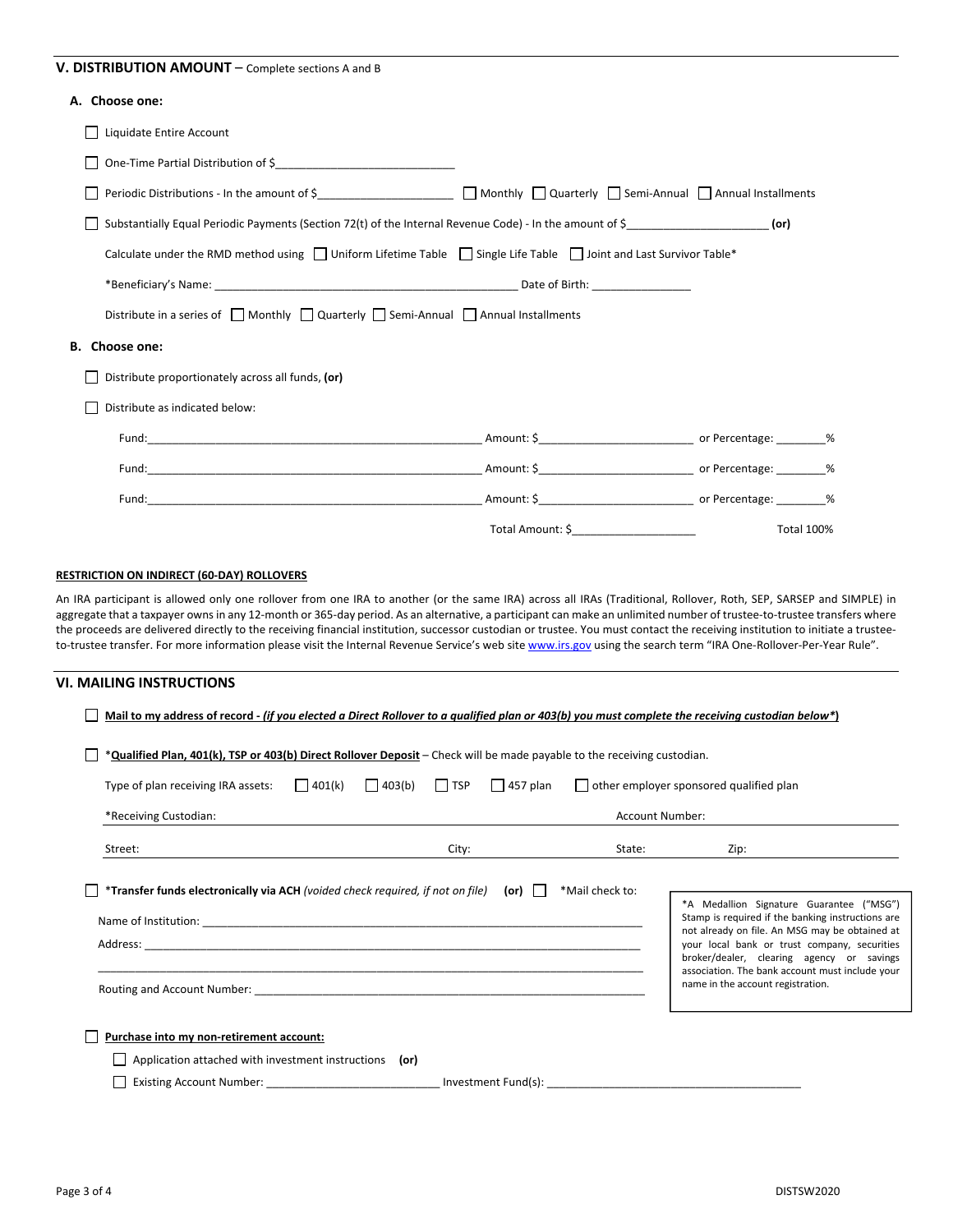## V. DISTRIBUTION AMOUNT – Complete sections A and B

**A. Choose one:**

☐ Liquidate Entire Account

☐ One-Time Partial Distribution of $____________________________

☐ Periodic Distributions - In the amount of $_____________________ ☐ Monthly ☐ Quarterly ☐ Semi-Annual ☐ Annual Installments

☐ Substantially Equal Periodic Payments (Section 72(t) of the Internal Revenue Code) - In the amount of $______________________ **(or)**

Calculate under the RMD method using ☐ Uniform Lifetime Table ☐ Single Life Table ☐ Joint and Last Survivor Table*

*Beneficiary's Name: ________________________________________________ Date of Birth: _______________

Distribute in a series of ☐ Monthly ☐ Quarterly ☐ Semi-Annual ☐ Annual Installments

**B. Choose one:**

☐ Distribute proportionately across all funds, **(or)**

☐ Distribute as indicated below:

Fund:_____________________________________________________ Amount: $_______________________ or Percentage: ________%

Fund:_____________________________________________________ Amount: $_______________________ or Percentage: ________%

Fund:_____________________________________________________ Amount: $_______________________ or Percentage: ________%

Total Amount: $___________________ Total 100%

**RESTRICTION ON INDIRECT (60-DAY) ROLLOVERS**

An IRA participant is allowed only one rollover from one IRA to another (or the same IRA) across all IRAs (Traditional, Rollover, Roth, SEP, SARSEP and SIMPLE) in aggregate that a taxpayer owns in any 12-month or 365-day period. As an alternative, a participant can make an unlimited number of trustee-to-trustee transfers where the proceeds are delivered directly to the receiving financial institution, successor custodian or trustee. You must contact the receiving institution to initiate a trustee-to-trustee transfer. For more information please visit the Internal Revenue Service's web site www.irs.gov using the search term "IRA One-Rollover-Per-Year Rule".

## VI. MAILING INSTRUCTIONS

☐ **Mail to my address of record - *(if you elected a Direct Rollover to a qualified plan or 403(b) you must complete the receiving custodian below*)***

☐ ***Qualified Plan, 401(k), TSP or 403(b) Direct Rollover Deposit** – Check will be made payable to the receiving custodian.

Type of plan receiving IRA assets: ☐ 401(k) ☐ 403(b) ☐ TSP ☐ 457 plan ☐ other employer sponsored qualified plan

*Receiving Custodian: ______________________ Account Number: ______________________

Street: ______________________ City: ______________ State: ________ Zip: ____________

☐ ***Transfer funds electronically via ACH** *(voided check required, if not on file)* **(or)** ☐ *Mail check to:

Name of Institution: ____________________________________________________________________

Address: __________________________________________________________________________

___________________________________________________________________________________

Routing and Account Number: __________________________________________________________

*A Medallion Signature Guarantee ("MSG") Stamp is required if the banking instructions are not already on file. An MSG may be obtained at your local bank or trust company, securities broker/dealer, clearing agency or savings association. The bank account must include your name in the account registration.

☐ **Purchase into my non-retirement account:**

☐ Application attached with investment instructions **(or)**

☐ Existing Account Number: ___________________________ Investment Fund(s): ________________________________________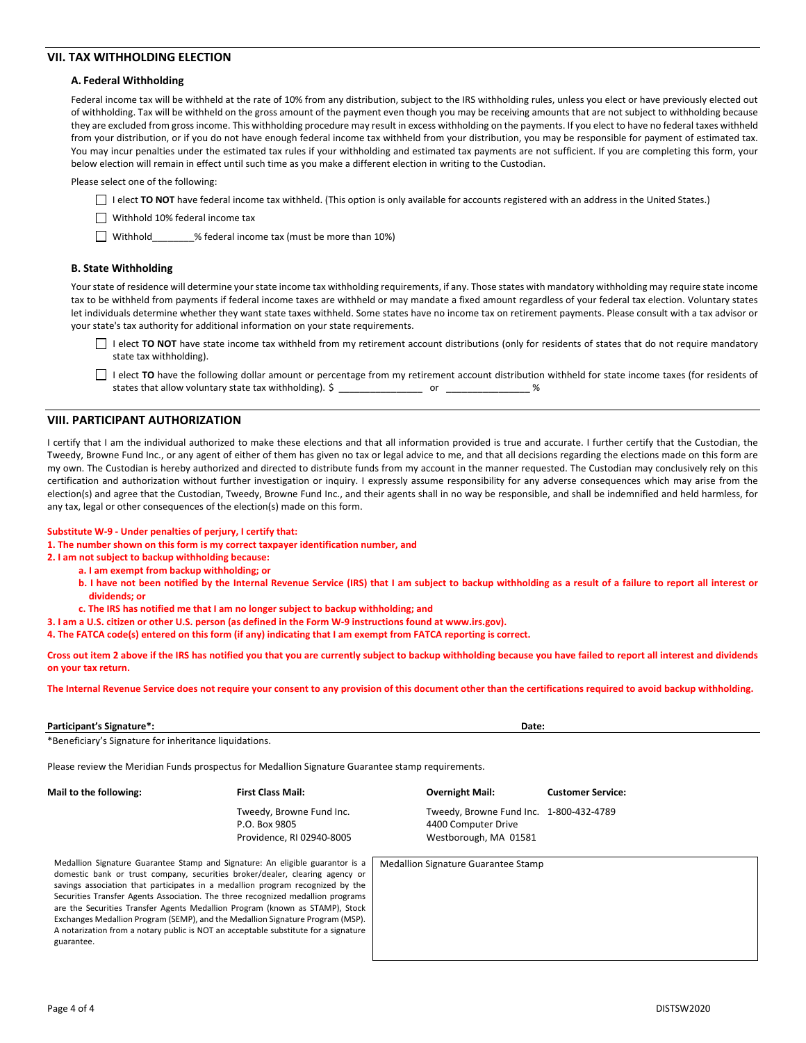## VII. TAX WITHHOLDING ELECTION

### A. Federal Withholding

Federal income tax will be withheld at the rate of 10% from any distribution, subject to the IRS withholding rules, unless you elect or have previously elected out of withholding. Tax will be withheld on the gross amount of the payment even though you may be receiving amounts that are not subject to withholding because they are excluded from gross income. This withholding procedure may result in excess withholding on the payments. If you elect to have no federal taxes withheld from your distribution, or if you do not have enough federal income tax withheld from your distribution, you may be responsible for payment of estimated tax. You may incur penalties under the estimated tax rules if your withholding and estimated tax payments are not sufficient. If you are completing this form, your below election will remain in effect until such time as you make a different election in writing to the Custodian.

Please select one of the following:

- ☐ I elect **TO NOT** have federal income tax withheld. (This option is only available for accounts registered with an address in the United States.)
- ☐ Withhold 10% federal income tax
- ☐ Withhold________% federal income tax (must be more than 10%)

### B. State Withholding

Your state of residence will determine your state income tax withholding requirements, if any. Those states with mandatory withholding may require state income tax to be withheld from payments if federal income taxes are withheld or may mandate a fixed amount regardless of your federal tax election. Voluntary states let individuals determine whether they want state taxes withheld. Some states have no income tax on retirement payments. Please consult with a tax advisor or your state's tax authority for additional information on your state requirements.

- ☐ I elect **TO NOT** have state income tax withheld from my retirement account distributions (only for residents of states that do not require mandatory state tax withholding).
- ☐ I elect **TO** have the following dollar amount or percentage from my retirement account distribution withheld for state income taxes (for residents of states that allow voluntary state tax withholding). $ _______________ or _______________ %

## VIII. PARTICIPANT AUTHORIZATION

I certify that I am the individual authorized to make these elections and that all information provided is true and accurate. I further certify that the Custodian, the Tweedy, Browne Fund Inc., or any agent of either of them has given no tax or legal advice to me, and that all decisions regarding the elections made on this form are my own. The Custodian is hereby authorized and directed to distribute funds from my account in the manner requested. The Custodian may conclusively rely on this certification and authorization without further investigation or inquiry. I expressly assume responsibility for any adverse consequences which may arise from the election(s) and agree that the Custodian, Tweedy, Browne Fund Inc., and their agents shall in no way be responsible, and shall be indemnified and held harmless, for any tax, legal or other consequences of the election(s) made on this form.

**Substitute W-9 - Under penalties of perjury, I certify that:**

**1. The number shown on this form is my correct taxpayer identification number, and**

**2. I am not subject to backup withholding because:**

- **a. I am exempt from backup withholding; or**
- **b. I have not been notified by the Internal Revenue Service (IRS) that I am subject to backup withholding as a result of a failure to report all interest or dividends; or**
- **c. The IRS has notified me that I am no longer subject to backup withholding; and**

**3. I am a U.S. citizen or other U.S. person (as defined in the Form W-9 instructions found at www.irs.gov).**

**4. The FATCA code(s) entered on this form (if any) indicating that I am exempt from FATCA reporting is correct.**

**Cross out item 2 above if the IRS has notified you that you are currently subject to backup withholding because you have failed to report all interest and dividends on your tax return.**

**The Internal Revenue Service does not require your consent to any provision of this document other than the certifications required to avoid backup withholding.**

**Participant's Signature*:** ______________________________ **Date:** ______________

*Beneficiary's Signature for inheritance liquidations.

Please review the Meridian Funds prospectus for Medallion Signature Guarantee stamp requirements.

| Mail to the following: | First Class Mail: | Overnight Mail: | Customer Service: |
|---|---|---|---|
| | Tweedy, Browne Fund Inc.<br>P.O. Box 9805<br>Providence, RI 02940-8005 | Tweedy, Browne Fund Inc.<br>4400 Computer Drive<br>Westborough, MA 01581 | 1-800-432-4789 |

Medallion Signature Guarantee Stamp and Signature: An eligible guarantor is a domestic bank or trust company, securities broker/dealer, clearing agency or savings association that participates in a medallion program recognized by the Securities Transfer Agents Association. The three recognized medallion programs are the Securities Transfer Agents Medallion Program (known as STAMP), Stock Exchanges Medallion Program (SEMP), and the Medallion Signature Program (MSP). A notarization from a notary public is NOT an acceptable substitute for a signature guarantee.

Medallion Signature Guarantee Stamp

DISTSW2020